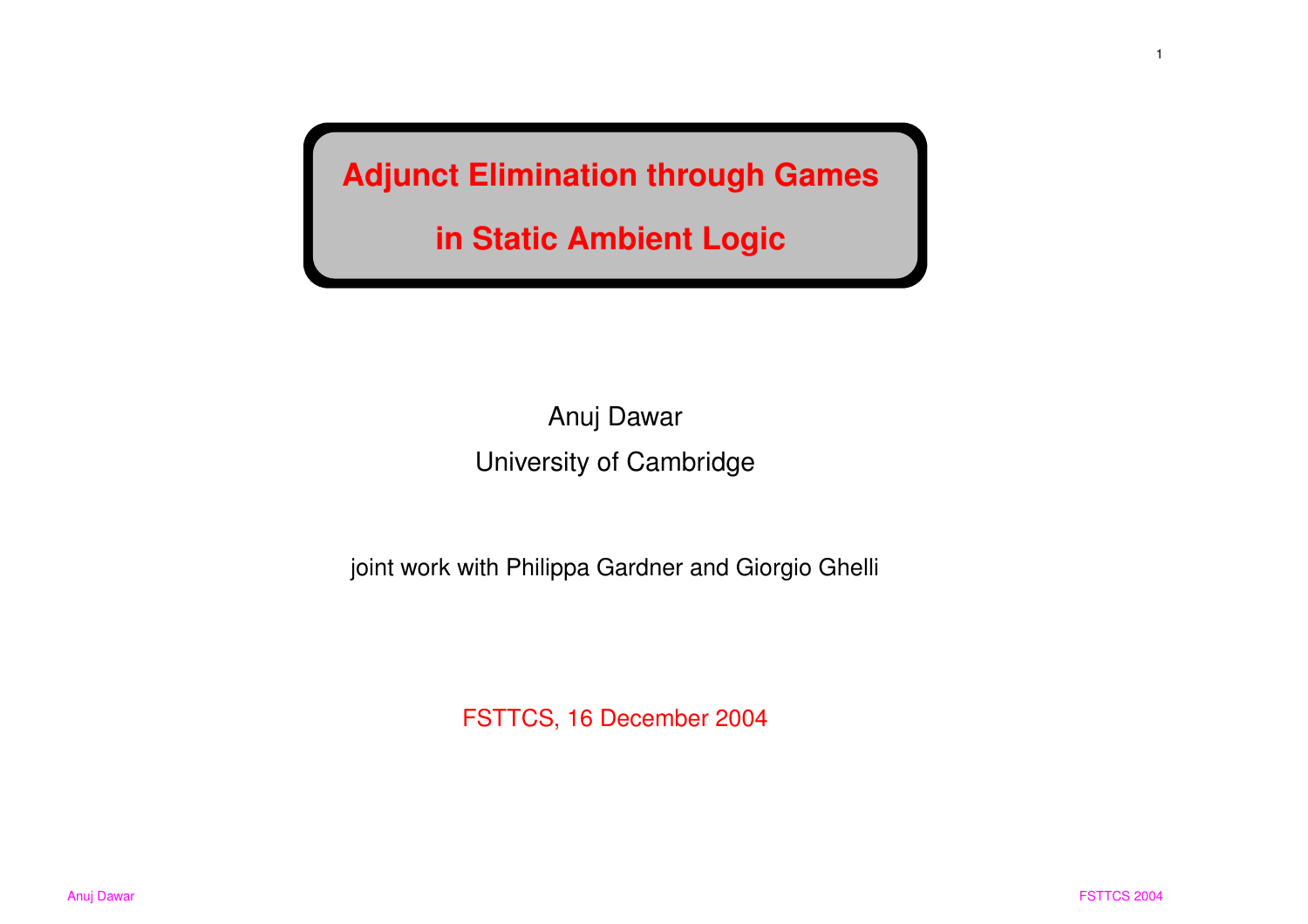# Adjunct Elimination through Games in Static Ambient Logic

Anuj Dawar

University of Cambridge

joint work with Philippa Gardner and Giorgio Ghelli

FSTTCS, 16 December 2004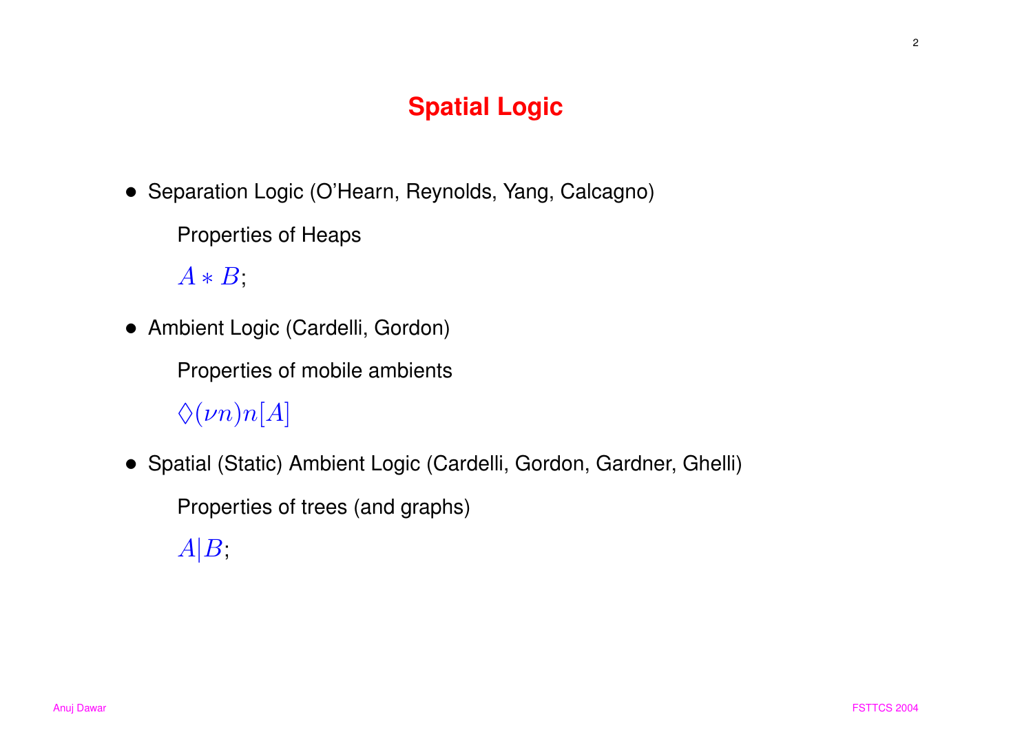# Spatial Logic

- Separation Logic (O'Hearn, Reynolds, Yang, Calcagno)

  Properties of Heaps

  $A * B$;

- Ambient Logic (Cardelli, Gordon)

  Properties of mobile ambients

  $\Diamond(\nu n)n[A]$

- Spatial (Static) Ambient Logic (Cardelli, Gordon, Gardner, Ghelli)

  Properties of trees (and graphs)

  $A|B$;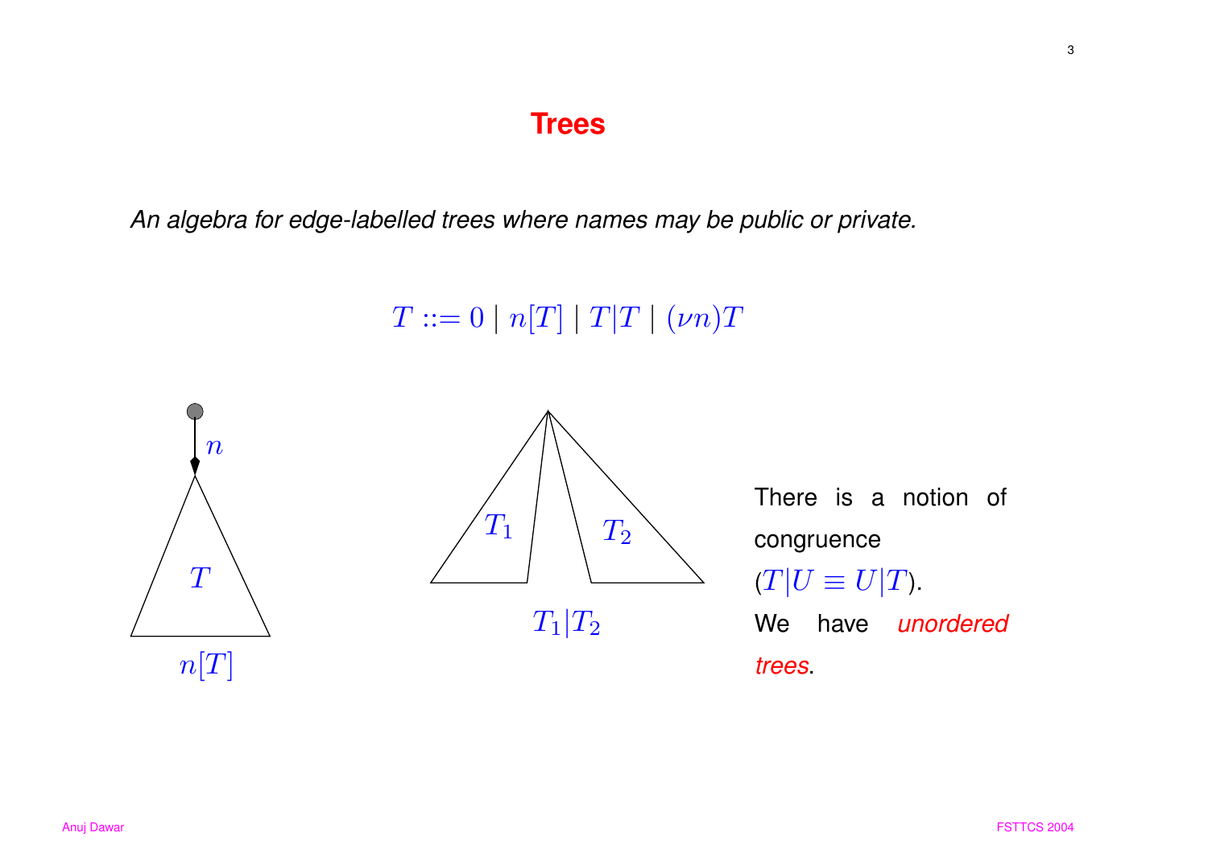# Trees

*An algebra for edge-labelled trees where names may be public or private.*

$$T ::= 0 \mid n[T] \mid T|T \mid (\nu n)T$$

$n[T]$

$T_1|T_2$

There is a notion of congruence ($T|U \equiv U|T$). We have *unordered trees*.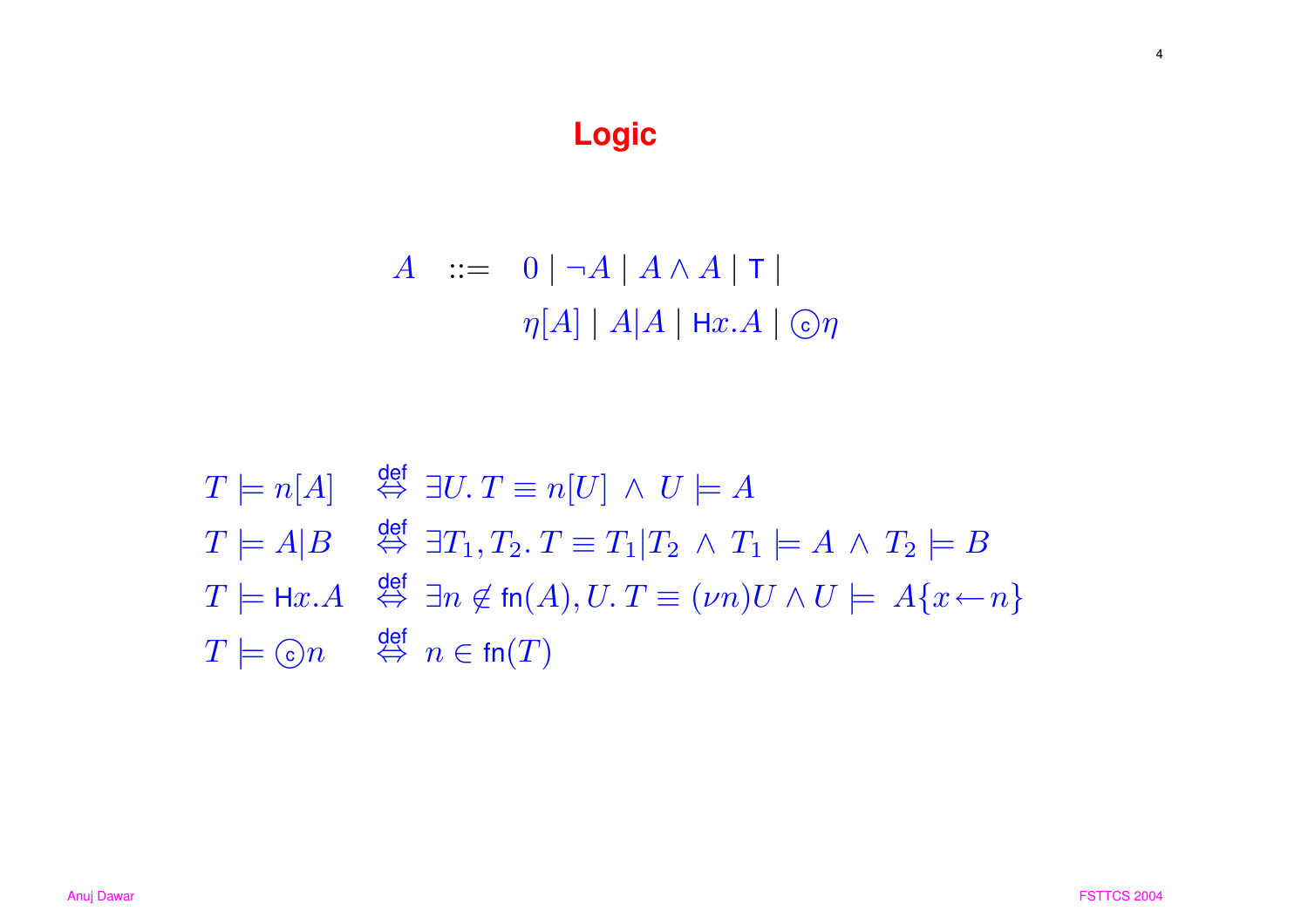# Logic

$$
\begin{aligned}
A \quad ::= \quad & 0 \mid \neg A \mid A \wedge A \mid \mathsf{T} \mid \\
& \eta[A] \mid A|A \mid \mathsf{H}x.A \mid \text{ⓒ}\eta
\end{aligned}
$$

$$
\begin{aligned}
T \models n[A] \quad & \overset{\text{def}}{\Leftrightarrow} \; \exists U.\, T \equiv n[U] \;\wedge\; U \models A \\
T \models A|B \quad & \overset{\text{def}}{\Leftrightarrow} \; \exists T_1, T_2.\, T \equiv T_1|T_2 \;\wedge\; T_1 \models A \;\wedge\; T_2 \models B \\
T \models \mathsf{H}x.A \quad & \overset{\text{def}}{\Leftrightarrow} \; \exists n \notin \mathsf{fn}(A), U.\, T \equiv (\nu n)U \wedge U \models \; A\{x \leftarrow n\} \\
T \models \text{ⓒ}n \quad & \overset{\text{def}}{\Leftrightarrow} \; n \in \mathsf{fn}(T)
\end{aligned}
$$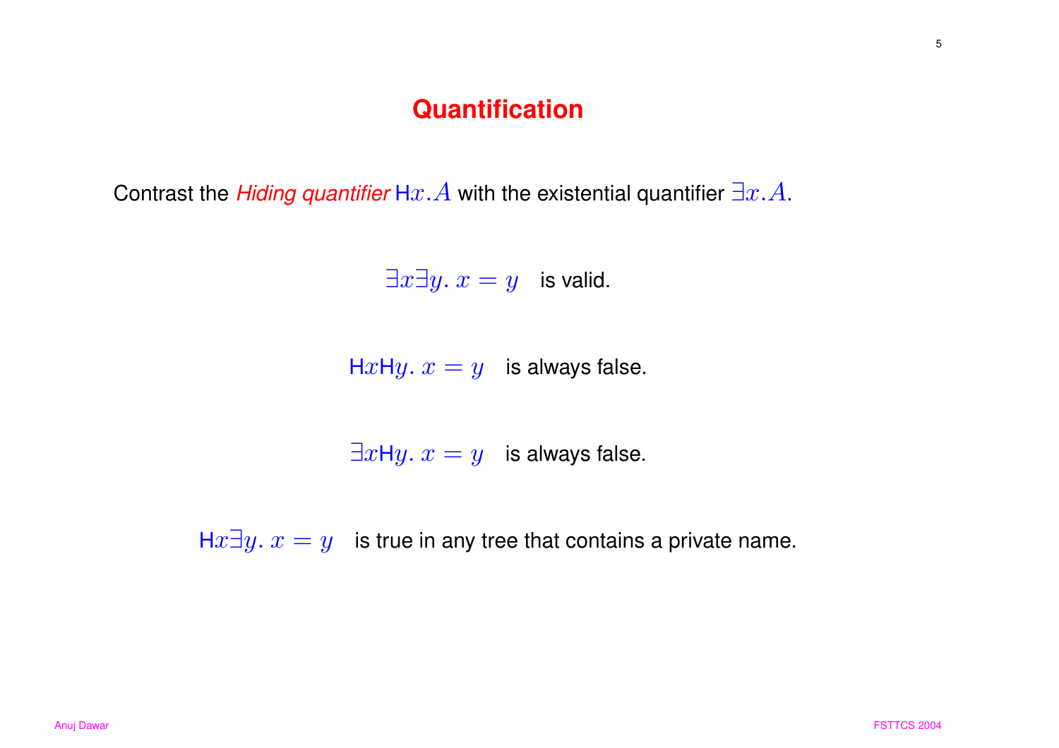# Quantification

Contrast the *Hiding quantifier* $\mathsf{H}x.A$ with the existential quantifier $\exists x.A$.

$\exists x \exists y.\ x = y$ is valid.

$\mathsf{H}x \mathsf{H}y.\ x = y$ is always false.

$\exists x \mathsf{H}y.\ x = y$ is always false.

$\mathsf{H}x \exists y.\ x = y$ is true in any tree that contains a private name.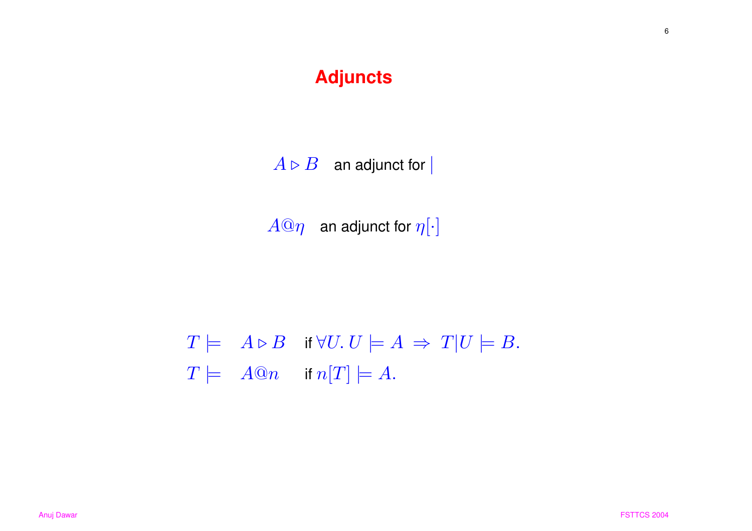# Adjuncts

$A \triangleright B$ an adjunct for $|$

$A@\eta$ an adjunct for $\eta[\cdot]$

$$T \models \quad A \triangleright B \quad \text{if } \forall U.\, U \models A \;\Rightarrow\; T|U \models B.$$

$$T \models \quad A@n \quad \text{if } n[T] \models A.$$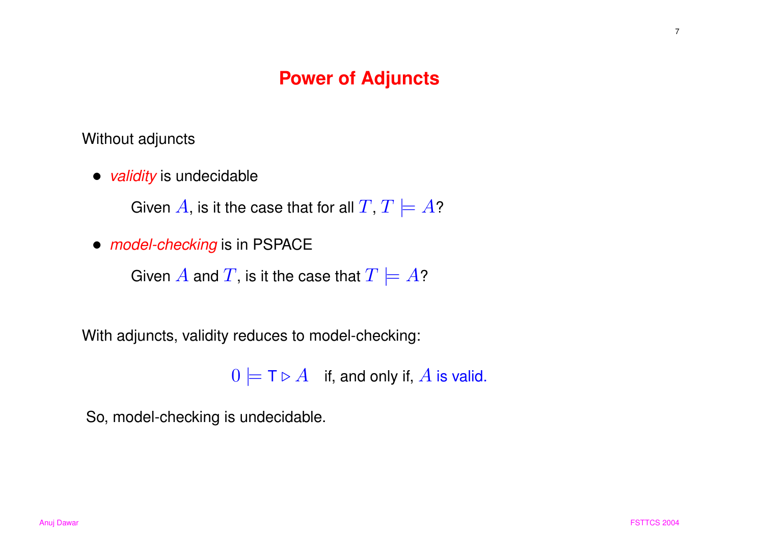# Power of Adjuncts

Without adjuncts

- *validity* is undecidable

  Given $A$, is it the case that for all $T$, $T \models A$?

- *model-checking* is in PSPACE

  Given $A$ and $T$, is it the case that $T \models A$?

With adjuncts, validity reduces to model-checking:

$$0 \models \mathsf{T} \triangleright A \quad \text{if, and only if, } A \text{ is valid.}$$

So, model-checking is undecidable.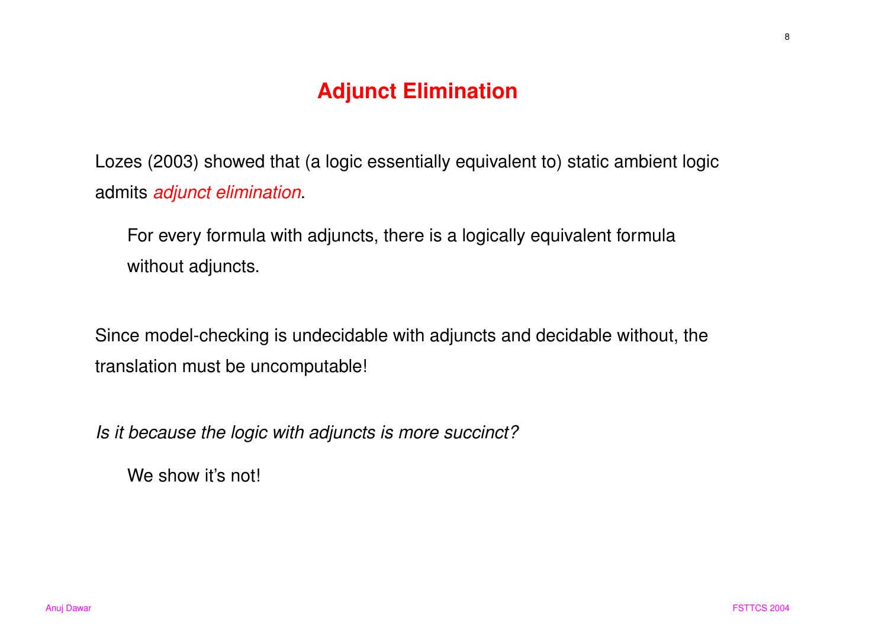# Adjunct Elimination

Lozes (2003) showed that (a logic essentially equivalent to) static ambient logic admits *adjunct elimination*.

> For every formula with adjuncts, there is a logically equivalent formula without adjuncts.

Since model-checking is undecidable with adjuncts and decidable without, the translation must be uncomputable!

*Is it because the logic with adjuncts is more succinct?*

> We show it's not!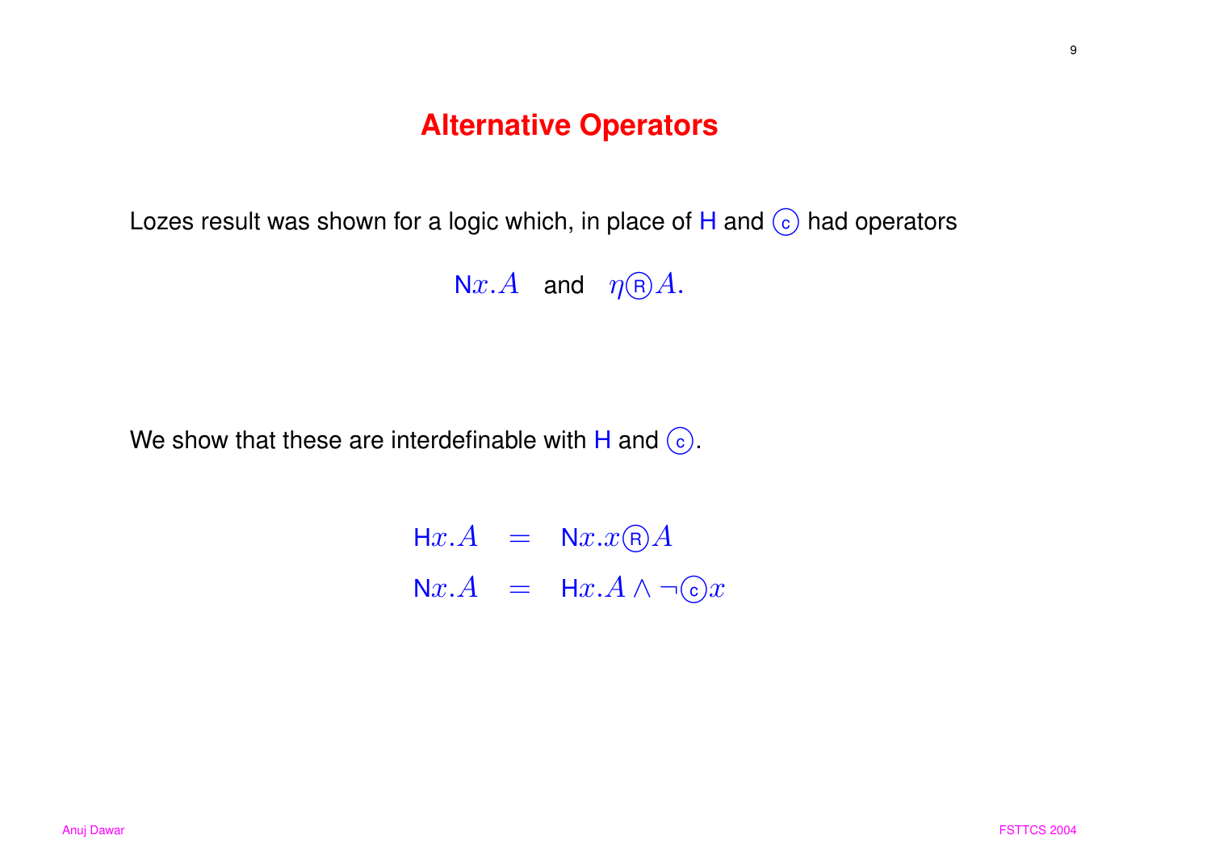# Alternative Operators

Lozes result was shown for a logic which, in place of $\mathsf{H}$ and $Ⓒ$ had operators

$$\mathsf{N}x.A \quad \text{and} \quad \eta Ⓡ A.$$

We show that these are interdefinable with $\mathsf{H}$ and $Ⓒ$.

$$\begin{aligned} \mathsf{H}x.A &= \mathsf{N}x.x Ⓡ A \\ \mathsf{N}x.A &= \mathsf{H}x.A \wedge \neg Ⓒ x \end{aligned}$$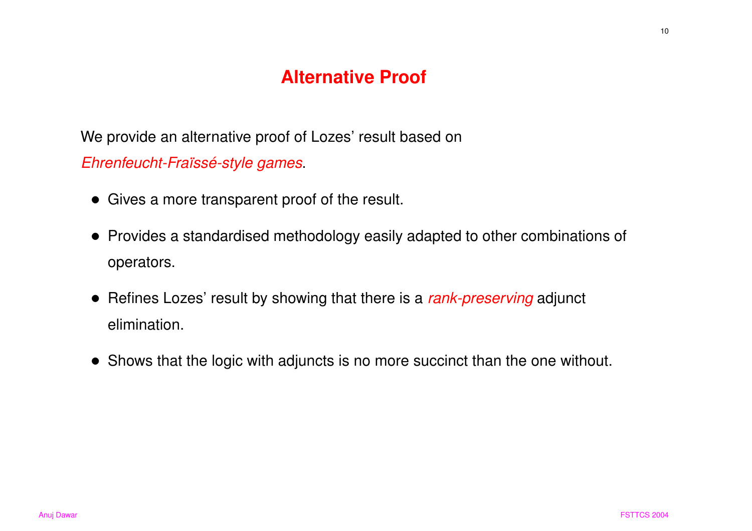# Alternative Proof

We provide an alternative proof of Lozes' result based on *Ehrenfeucht-Fraïssé-style games*.

- Gives a more transparent proof of the result.
- Provides a standardised methodology easily adapted to other combinations of operators.
- Refines Lozes' result by showing that there is a *rank-preserving* adjunct elimination.
- Shows that the logic with adjuncts is no more succinct than the one without.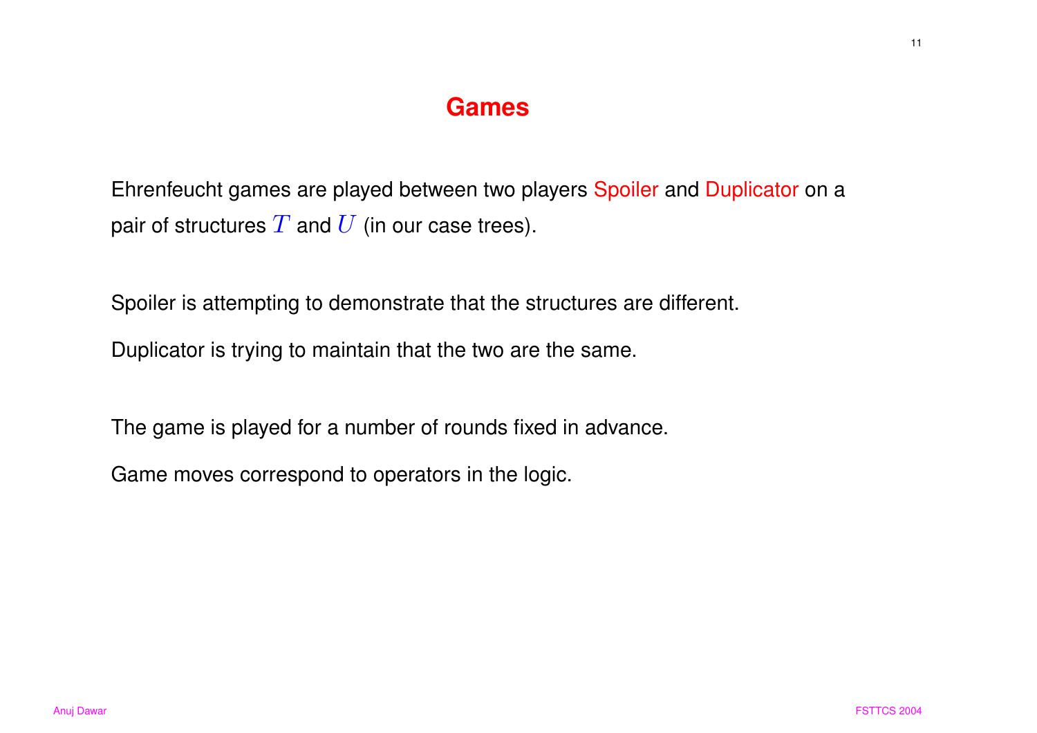# Games

Ehrenfeucht games are played between two players Spoiler and Duplicator on a pair of structures $T$ and $U$ (in our case trees).

Spoiler is attempting to demonstrate that the structures are different.

Duplicator is trying to maintain that the two are the same.

The game is played for a number of rounds fixed in advance.

Game moves correspond to operators in the logic.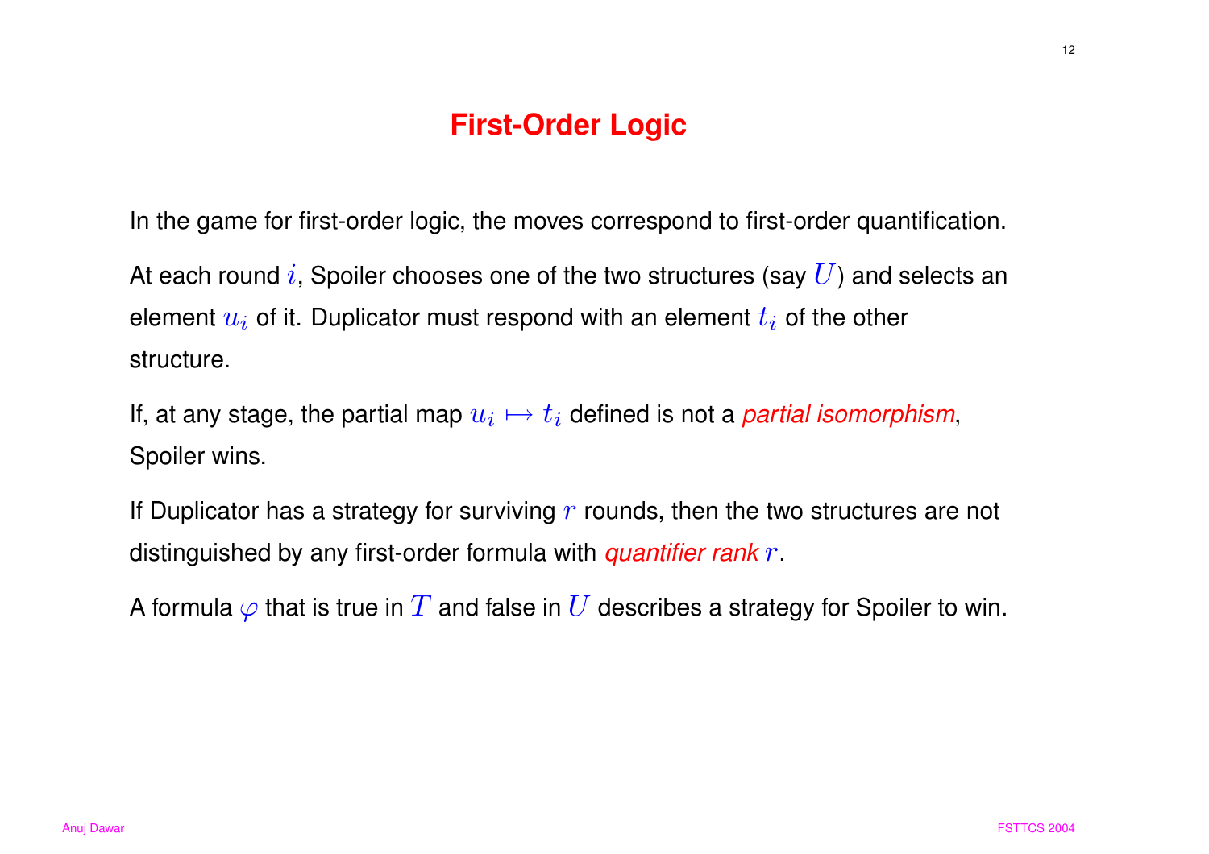# First-Order Logic

In the game for first-order logic, the moves correspond to first-order quantification.

At each round $i$, Spoiler chooses one of the two structures (say $U$) and selects an element $u_i$ of it. Duplicator must respond with an element $t_i$ of the other structure.

If, at any stage, the partial map $u_i \mapsto t_i$ defined is not a *partial isomorphism*, Spoiler wins.

If Duplicator has a strategy for surviving $r$ rounds, then the two structures are not distinguished by any first-order formula with *quantifier rank* $r$.

A formula $\varphi$ that is true in $T$ and false in $U$ describes a strategy for Spoiler to win.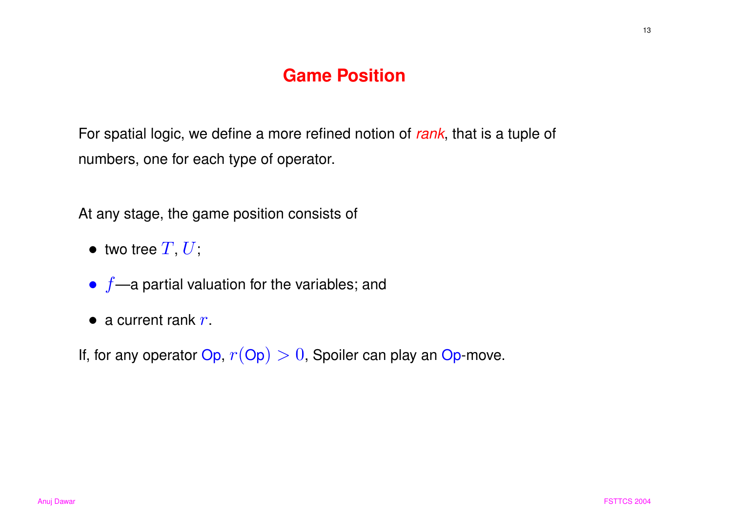# Game Position

For spatial logic, we define a more refined notion of *rank*, that is a tuple of numbers, one for each type of operator.

At any stage, the game position consists of

- two tree $T$, $U$;
- $f$—a partial valuation for the variables; and
- a current rank $r$.

If, for any operator Op, $r(\mathrm{Op}) > 0$, Spoiler can play an Op-move.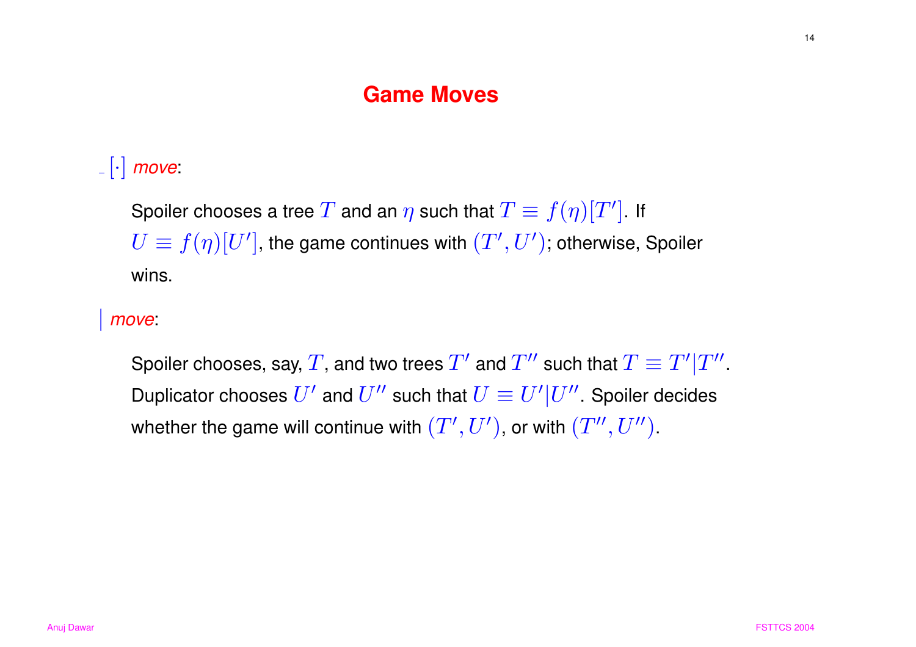# Game Moves

$\_[\cdot]$ *move*:

Spoiler chooses a tree $T$ and an $\eta$ such that $T \equiv f(\eta)[T']$. If $U \equiv f(\eta)[U']$, the game continues with $(T', U')$; otherwise, Spoiler wins.

$|$ *move*:

Spoiler chooses, say, $T$, and two trees $T'$ and $T''$ such that $T \equiv T'|T''$. Duplicator chooses $U'$ and $U''$ such that $U \equiv U'|U''$. Spoiler decides whether the game will continue with $(T', U')$, or with $(T'', U'')$.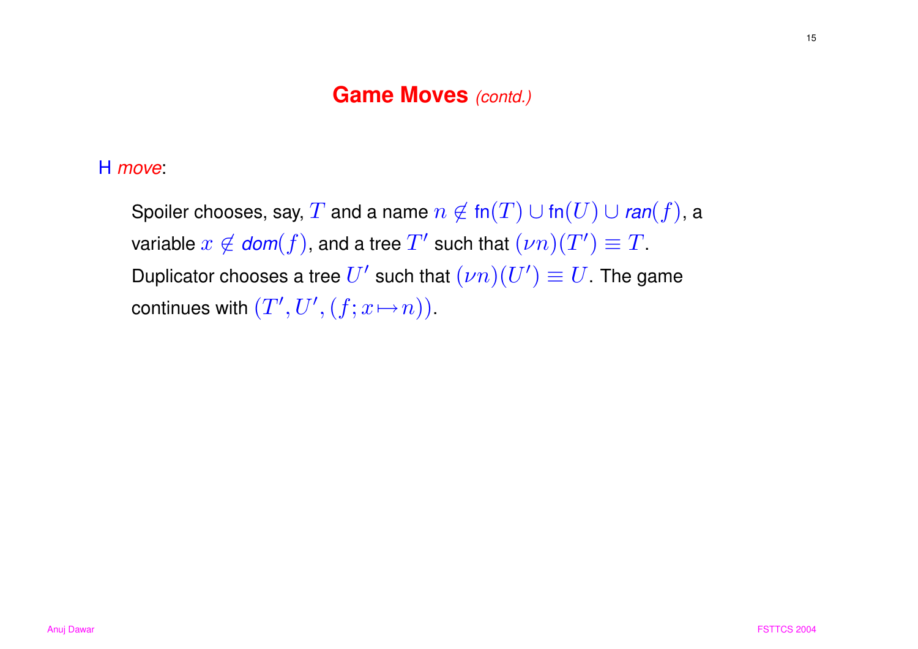# Game Moves *(contd.)*

H *move*:

Spoiler chooses, say, $T$ and a name $n \notin \mathsf{fn}(T) \cup \mathsf{fn}(U) \cup \mathit{ran}(f)$, a variable $x \notin \mathit{dom}(f)$, and a tree $T'$ such that $(\nu n)(T') \equiv T$. Duplicator chooses a tree $U'$ such that $(\nu n)(U') \equiv U$. The game continues with $(T', U', (f; x \mapsto n))$.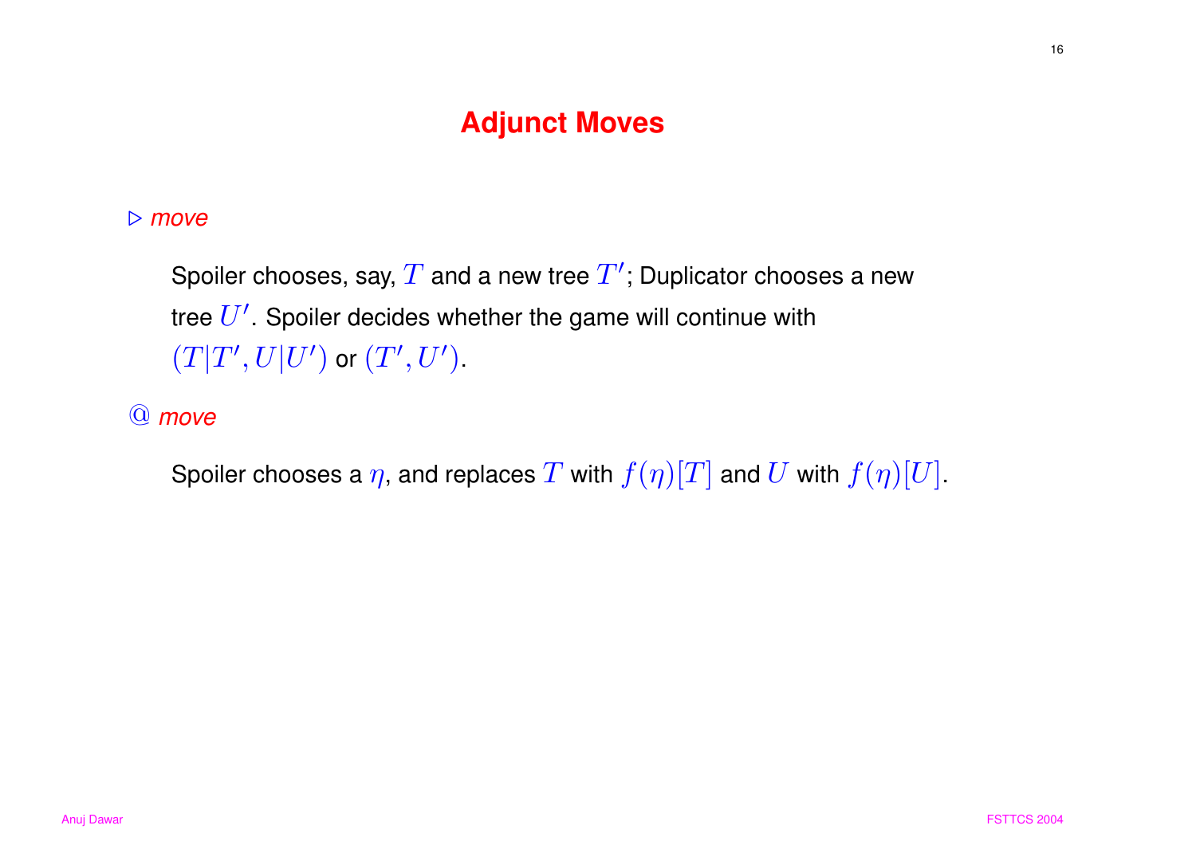# Adjunct Moves

$\triangleright$ *move*

Spoiler chooses, say, $T$ and a new tree $T'$; Duplicator chooses a new tree $U'$. Spoiler decides whether the game will continue with $(T|T', U|U')$ or $(T', U')$.

@ *move*

Spoiler chooses a $\eta$, and replaces $T$ with $f(\eta)[T]$ and $U$ with $f(\eta)[U]$.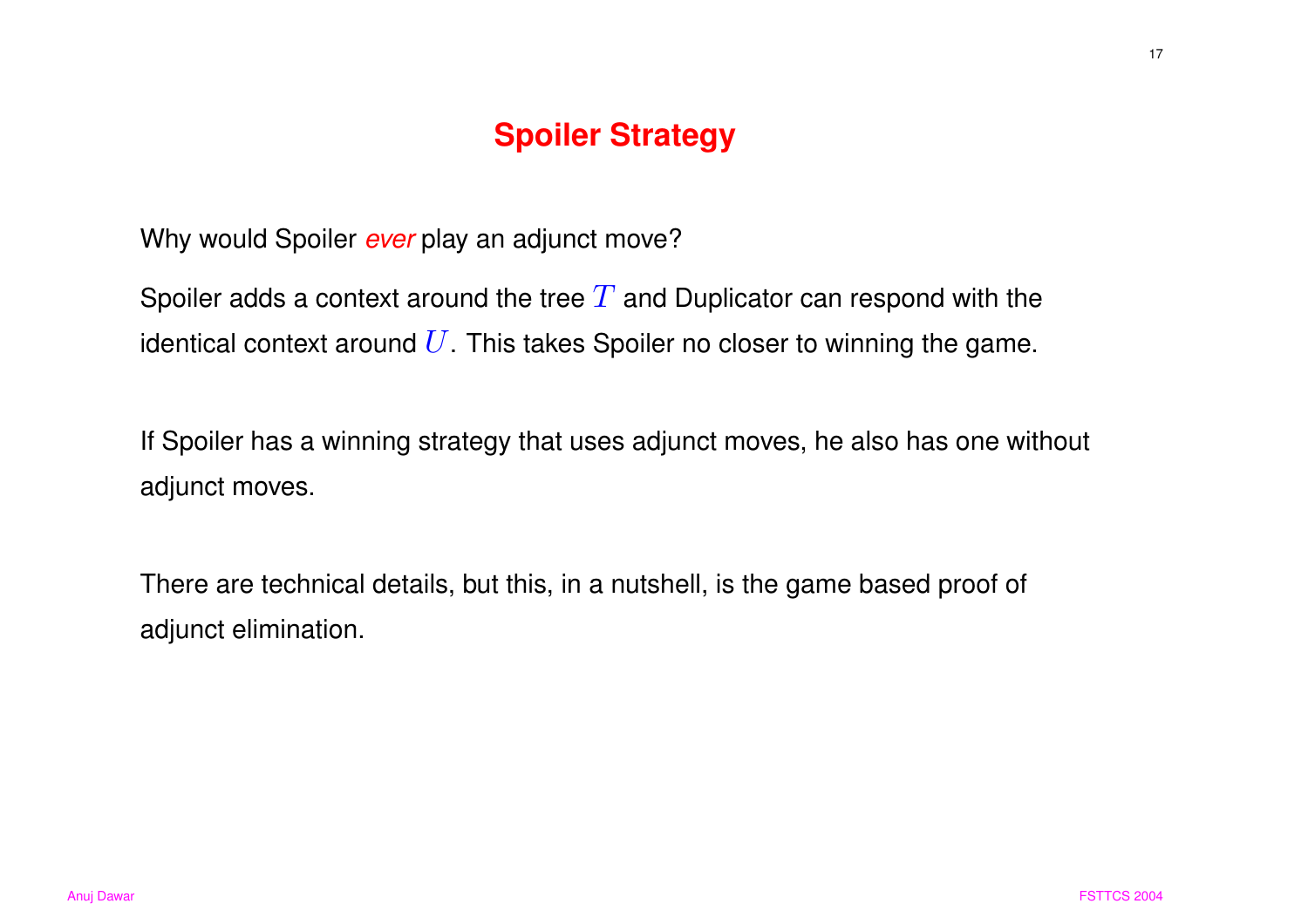# Spoiler Strategy

Why would Spoiler *ever* play an adjunct move?

Spoiler adds a context around the tree $T$ and Duplicator can respond with the identical context around $U$. This takes Spoiler no closer to winning the game.

If Spoiler has a winning strategy that uses adjunct moves, he also has one without adjunct moves.

There are technical details, but this, in a nutshell, is the game based proof of adjunct elimination.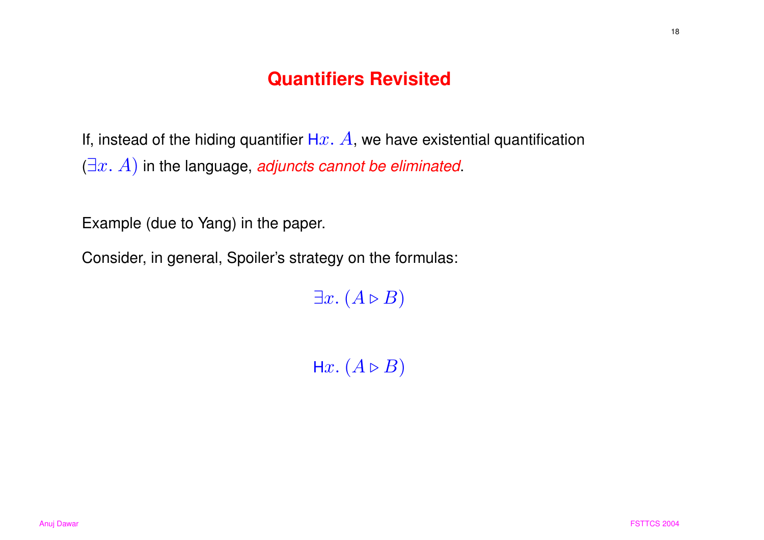# Quantifiers Revisited

If, instead of the hiding quantifier $\mathsf{H}x.\ A$, we have existential quantification ($\exists x.\ A$) in the language, *adjuncts cannot be eliminated*.

Example (due to Yang) in the paper.

Consider, in general, Spoiler's strategy on the formulas:

$$\exists x.\ (A \triangleright B)$$

$$\mathsf{H}x.\ (A \triangleright B)$$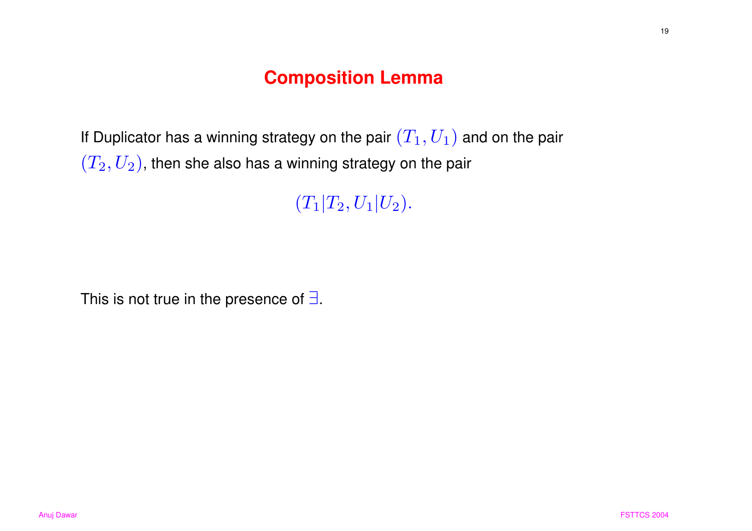# Composition Lemma

If Duplicator has a winning strategy on the pair $(T_1, U_1)$ and on the pair $(T_2, U_2)$, then she also has a winning strategy on the pair

$$(T_1|T_2, U_1|U_2).$$

This is not true in the presence of $\exists$.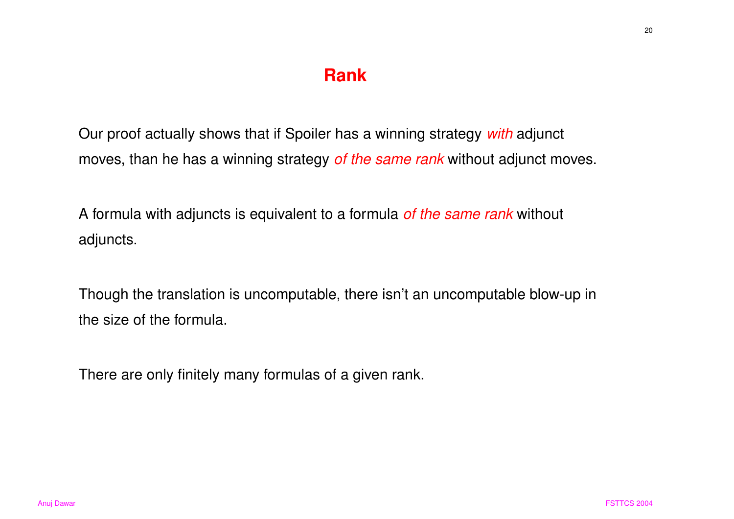# Rank

Our proof actually shows that if Spoiler has a winning strategy *with* adjunct moves, than he has a winning strategy *of the same rank* without adjunct moves.

A formula with adjuncts is equivalent to a formula *of the same rank* without adjuncts.

Though the translation is uncomputable, there isn't an uncomputable blow-up in the size of the formula.

There are only finitely many formulas of a given rank.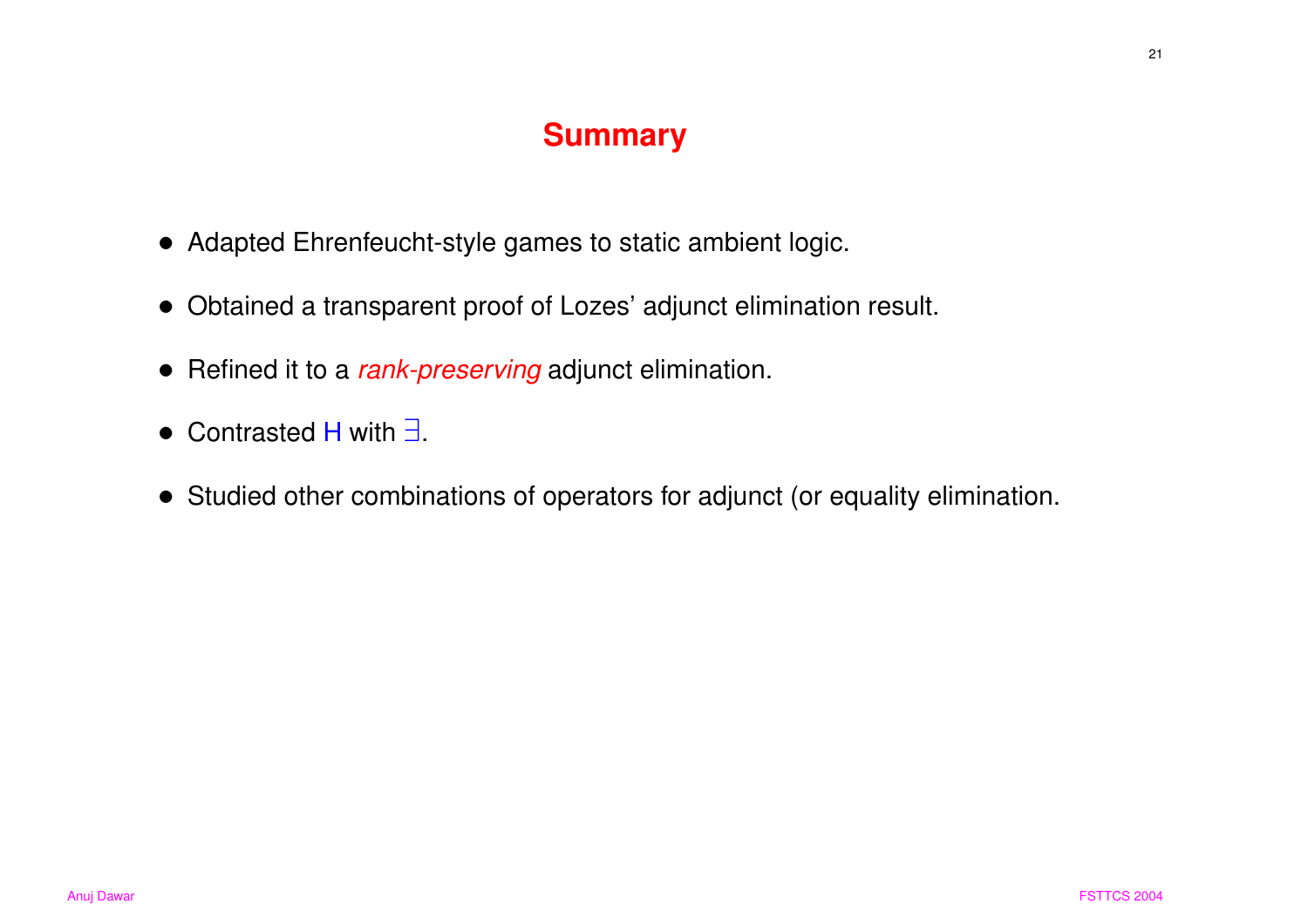# Summary

- Adapted Ehrenfeucht-style games to static ambient logic.
- Obtained a transparent proof of Lozes' adjunct elimination result.
- Refined it to a *rank-preserving* adjunct elimination.
- Contrasted H with $\exists$.
- Studied other combinations of operators for adjunct (or equality elimination.